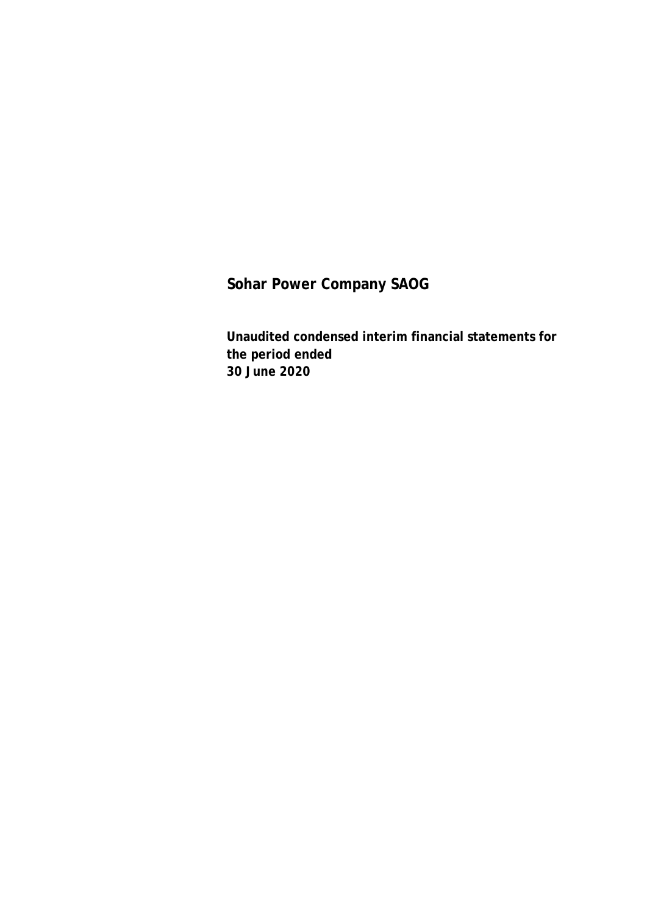# Sohar Power Company SAOG

**Unaudited condensed interim financial statements for the period ended 30 June 2020**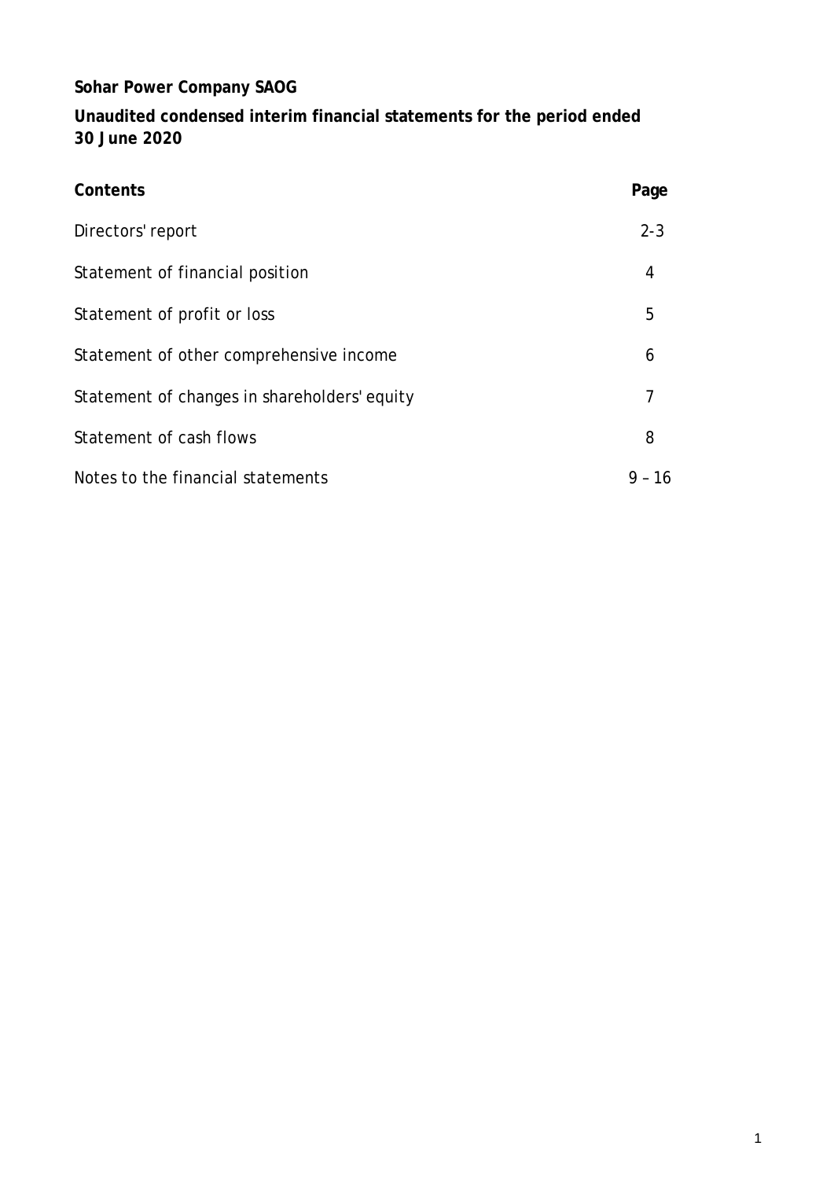**Sohar Power Company SAOG**

**Unaudited condensed interim financial statements for the period ended 30 June 2020**

| Contents | Page |
|---|---|
| Directors' report | 2-3 |
| Statement of financial position | 4 |
| Statement of profit or loss | 5 |
| Statement of other comprehensive income | 6 |
| Statement of changes in shareholders' equity | 7 |
| Statement of cash flows | 8 |
| Notes to the financial statements | 9 – 16 |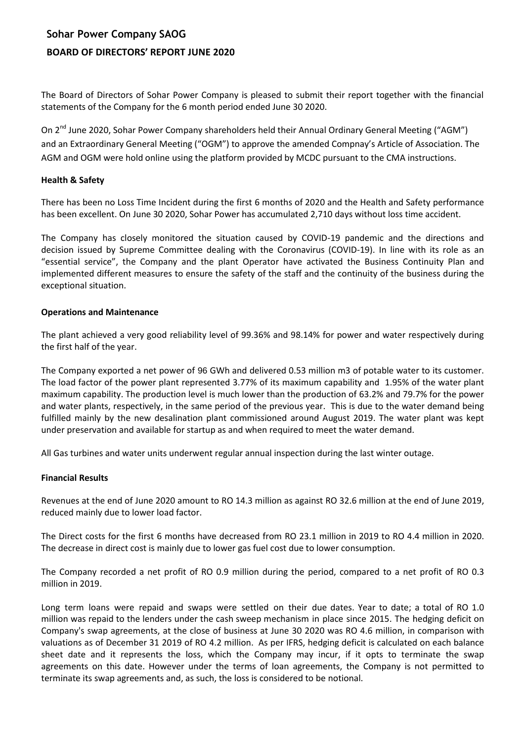# Sohar Power Company SAOG

## BOARD OF DIRECTORS' REPORT JUNE 2020

The Board of Directors of Sohar Power Company is pleased to submit their report together with the financial statements of the Company for the 6 month period ended June 30 2020.

On 2[nd] June 2020, Sohar Power Company shareholders held their Annual Ordinary General Meeting ("AGM") and an Extraordinary General Meeting ("OGM") to approve the amended Compnay's Article of Association. The AGM and OGM were hold online using the platform provided by MCDC pursuant to the CMA instructions.

**Health & Safety**

There has been no Loss Time Incident during the first 6 months of 2020 and the Health and Safety performance has been excellent. On June 30 2020, Sohar Power has accumulated 2,710 days without loss time accident.

The Company has closely monitored the situation caused by COVID-19 pandemic and the directions and decision issued by Supreme Committee dealing with the Coronavirus (COVID-19). In line with its role as an "essential service", the Company and the plant Operator have activated the Business Continuity Plan and implemented different measures to ensure the safety of the staff and the continuity of the business during the exceptional situation.

**Operations and Maintenance**

The plant achieved a very good reliability level of 99.36% and 98.14% for power and water respectively during the first half of the year.

The Company exported a net power of 96 GWh and delivered 0.53 million m3 of potable water to its customer. The load factor of the power plant represented 3.77% of its maximum capability and 1.95% of the water plant maximum capability. The production level is much lower than the production of 63.2% and 79.7% for the power and water plants, respectively, in the same period of the previous year. This is due to the water demand being fulfilled mainly by the new desalination plant commissioned around August 2019. The water plant was kept under preservation and available for startup as and when required to meet the water demand.

All Gas turbines and water units underwent regular annual inspection during the last winter outage.

**Financial Results**

Revenues at the end of June 2020 amount to RO 14.3 million as against RO 32.6 million at the end of June 2019, reduced mainly due to lower load factor.

The Direct costs for the first 6 months have decreased from RO 23.1 million in 2019 to RO 4.4 million in 2020. The decrease in direct cost is mainly due to lower gas fuel cost due to lower consumption.

The Company recorded a net profit of RO 0.9 million during the period, compared to a net profit of RO 0.3 million in 2019.

Long term loans were repaid and swaps were settled on their due dates. Year to date; a total of RO 1.0 million was repaid to the lenders under the cash sweep mechanism in place since 2015. The hedging deficit on Company's swap agreements, at the close of business at June 30 2020 was RO 4.6 million, in comparison with valuations as of December 31 2019 of RO 4.2 million. As per IFRS, hedging deficit is calculated on each balance sheet date and it represents the loss, which the Company may incur, if it opts to terminate the swap agreements on this date. However under the terms of loan agreements, the Company is not permitted to terminate its swap agreements and, as such, the loss is considered to be notional.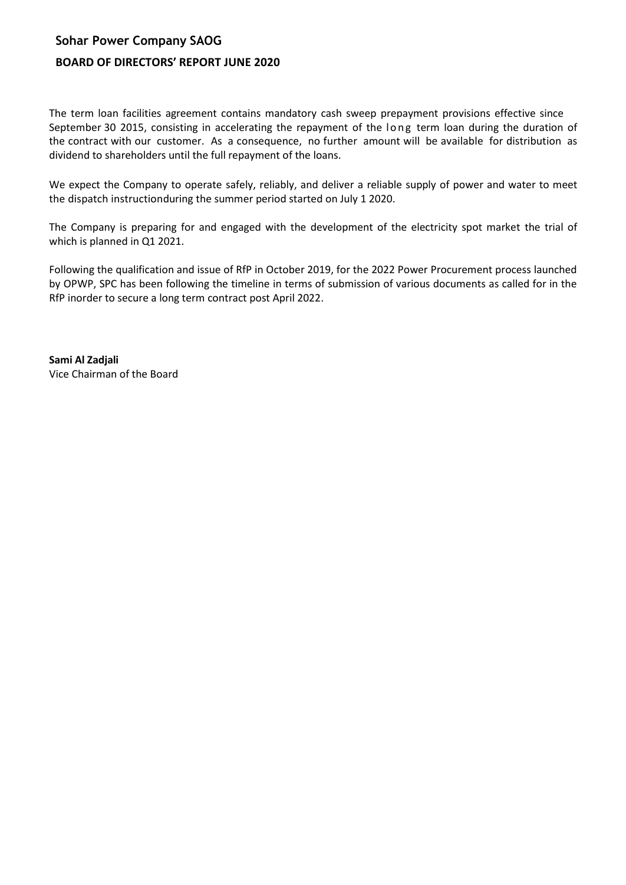# Sohar Power Company SAOG

## BOARD OF DIRECTORS' REPORT JUNE 2020

The term loan facilities agreement contains mandatory cash sweep prepayment provisions effective since September 30 2015, consisting in accelerating the repayment of the long term loan during the duration of the contract with our customer. As a consequence, no further amount will be available for distribution as dividend to shareholders until the full repayment of the loans.

We expect the Company to operate safely, reliably, and deliver a reliable supply of power and water to meet the dispatch instructionduring the summer period started on July 1 2020.

The Company is preparing for and engaged with the development of the electricity spot market the trial of which is planned in Q1 2021.

Following the qualification and issue of RfP in October 2019, for the 2022 Power Procurement process launched by OPWP, SPC has been following the timeline in terms of submission of various documents as called for in the RfP inorder to secure a long term contract post April 2022.

**Sami Al Zadjali**
Vice Chairman of the Board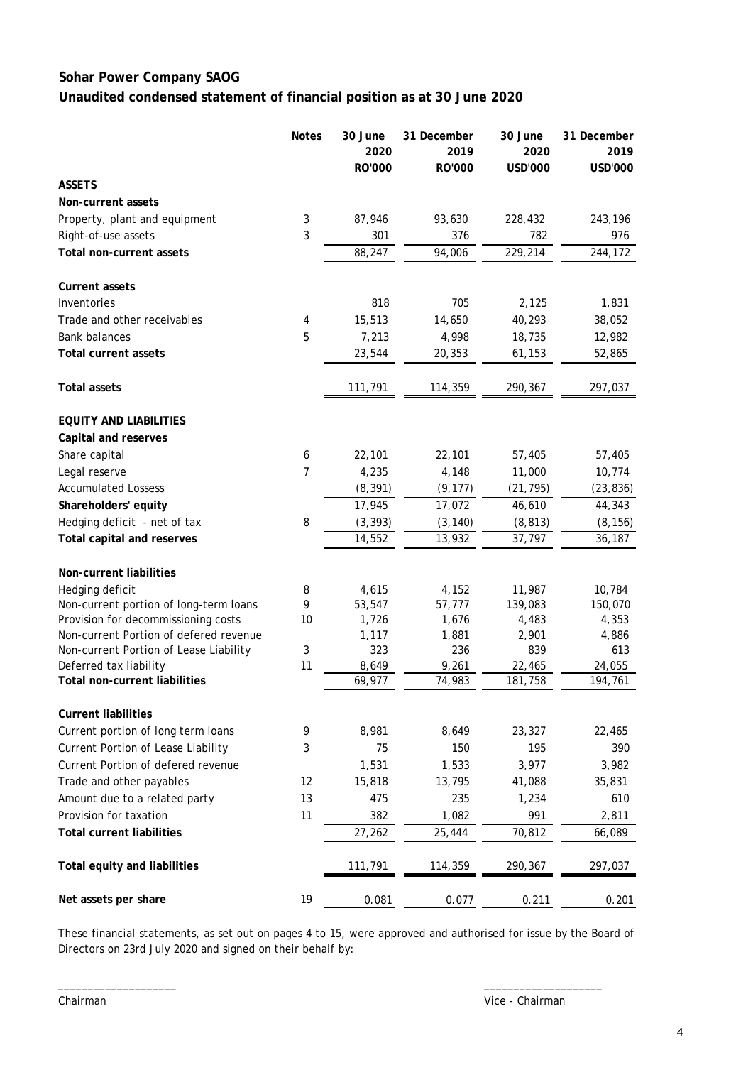# Sohar Power Company SAOG

## Unaudited condensed statement of financial position as at 30 June 2020

| | Notes | 30 June 2020 RO'000 | 31 December 2019 RO'000 | 30 June 2020 USD'000 | 31 December 2019 USD'000 |
|---|---|---|---|---|---|
| **ASSETS** | | | | | |
| **Non-current assets** | | | | | |
| Property, plant and equipment | 3 | 87,946 | 93,630 | 228,432 | 243,196 |
| Right-of-use assets | 3 | 301 | 376 | 782 | 976 |
| **Total non-current assets** | | 88,247 | 94,006 | 229,214 | 244,172 |
| **Current assets** | | | | | |
| Inventories | | 818 | 705 | 2,125 | 1,831 |
| Trade and other receivables | 4 | 15,513 | 14,650 | 40,293 | 38,052 |
| Bank balances | 5 | 7,213 | 4,998 | 18,735 | 12,982 |
| **Total current assets** | | 23,544 | 20,353 | 61,153 | 52,865 |
| **Total assets** | | 111,791 | 114,359 | 290,367 | 297,037 |
| **EQUITY AND LIABILITIES** | | | | | |
| **Capital and reserves** | | | | | |
| Share capital | 6 | 22,101 | 22,101 | 57,405 | 57,405 |
| Legal reserve | 7 | 4,235 | 4,148 | 11,000 | 10,774 |
| Accumulated Lossess | | (8,391) | (9,177) | (21,795) | (23,836) |
| **Shareholders' equity** | | 17,945 | 17,072 | 46,610 | 44,343 |
| Hedging deficit - net of tax | 8 | (3,393) | (3,140) | (8,813) | (8,156) |
| **Total capital and reserves** | | 14,552 | 13,932 | 37,797 | 36,187 |
| **Non-current liabilities** | | | | | |
| Hedging deficit | 8 | 4,615 | 4,152 | 11,987 | 10,784 |
| Non-current portion of long-term loans | 9 | 53,547 | 57,777 | 139,083 | 150,070 |
| Provision for decommissioning costs | 10 | 1,726 | 1,676 | 4,483 | 4,353 |
| Non-current Portion of defered revenue | | 1,117 | 1,881 | 2,901 | 4,886 |
| Non-current Portion of Lease Liability | 3 | 323 | 236 | 839 | 613 |
| Deferred tax liability | 11 | 8,649 | 9,261 | 22,465 | 24,055 |
| **Total non-current liabilities** | | 69,977 | 74,983 | 181,758 | 194,761 |
| **Current liabilities** | | | | | |
| Current portion of long term loans | 9 | 8,981 | 8,649 | 23,327 | 22,465 |
| Current Portion of Lease Liability | 3 | 75 | 150 | 195 | 390 |
| Current Portion of defered revenue | | 1,531 | 1,533 | 3,977 | 3,982 |
| Trade and other payables | 12 | 15,818 | 13,795 | 41,088 | 35,831 |
| Amount due to a related party | 13 | 475 | 235 | 1,234 | 610 |
| Provision for taxation | 11 | 382 | 1,082 | 991 | 2,811 |
| **Total current liabilities** | | 27,262 | 25,444 | 70,812 | 66,089 |
| **Total equity and liabilities** | | 111,791 | 114,359 | 290,367 | 297,037 |
| **Net assets per share** | 19 | 0.081 | 0.077 | 0.211 | 0.201 |

These financial statements, as set out on pages 4 to 15, were approved and authorised for issue by the Board of Directors on 23rd July 2020 and signed on their behalf by:

_____________________ _____________________

Chairman Vice - Chairman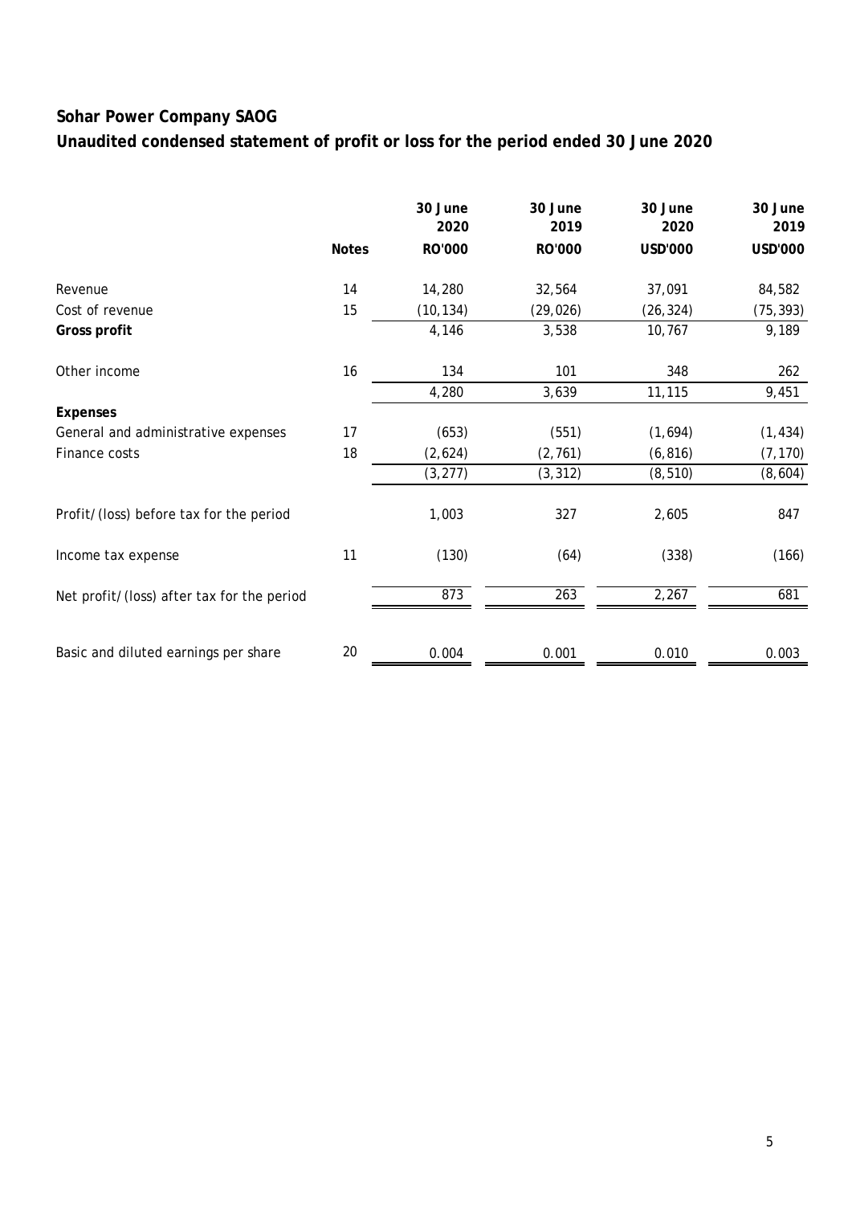# Sohar Power Company SAOG

## Unaudited condensed statement of profit or loss for the period ended 30 June 2020

| | Notes | 30 June 2020 RO'000 | 30 June 2019 RO'000 | 30 June 2020 USD'000 | 30 June 2019 USD'000 |
|---|---|---|---|---|---|
| Revenue | 14 | 14,280 | 32,564 | 37,091 | 84,582 |
| Cost of revenue | 15 | (10,134) | (29,026) | (26,324) | (75,393) |
| **Gross profit** | | 4,146 | 3,538 | 10,767 | 9,189 |
| Other income | 16 | 134 | 101 | 348 | 262 |
| | | 4,280 | 3,639 | 11,115 | 9,451 |
| **Expenses** | | | | | |
| General and administrative expenses | 17 | (653) | (551) | (1,694) | (1,434) |
| Finance costs | 18 | (2,624) | (2,761) | (6,816) | (7,170) |
| | | (3,277) | (3,312) | (8,510) | (8,604) |
| Profit/(loss) before tax for the period | | 1,003 | 327 | 2,605 | 847 |
| Income tax expense | 11 | (130) | (64) | (338) | (166) |
| Net profit/(loss) after tax for the period | | 873 | 263 | 2,267 | 681 |
| Basic and diluted earnings per share | 20 | 0.004 | 0.001 | 0.010 | 0.003 |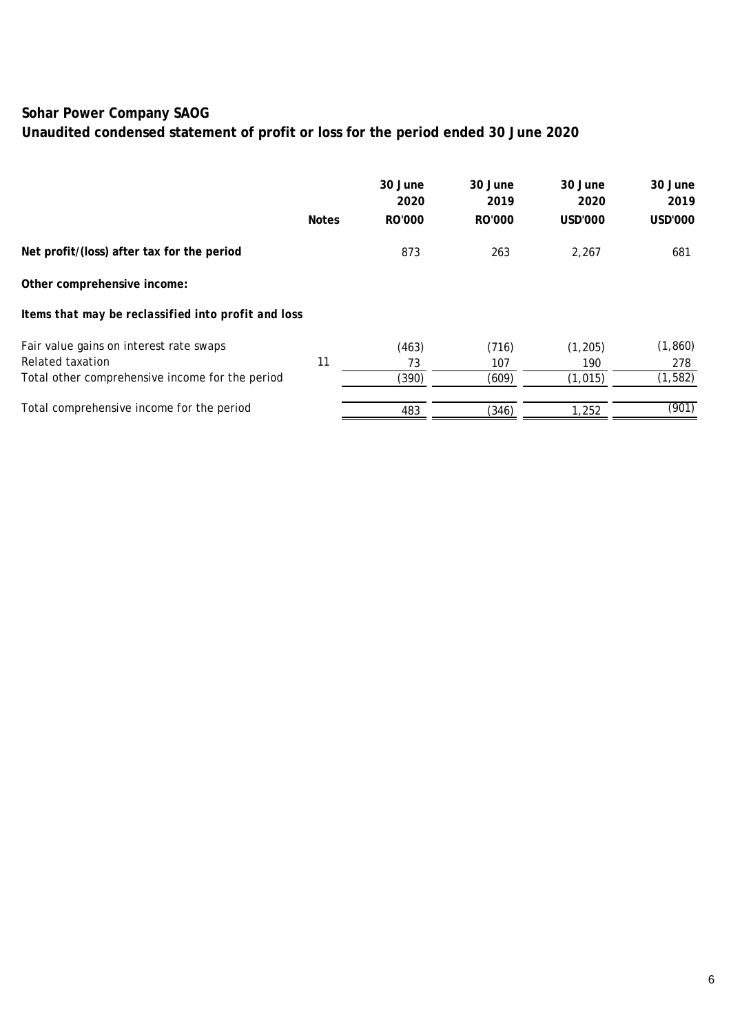# Sohar Power Company SAOG

## Unaudited condensed statement of profit or loss for the period ended 30 June 2020

| | Notes | 30 June 2020 RO'000 | 30 June 2019 RO'000 | 30 June 2020 USD'000 | 30 June 2019 USD'000 |
|---|---|---|---|---|---|
| **Net profit/(loss) after tax for the period** | | 873 | 263 | 2,267 | 681 |
| **Other comprehensive income:** | | | | | |
| ***Items that may be reclassified into profit and loss*** | | | | | |
| Fair value gains on interest rate swaps | | (463) | (716) | (1,205) | (1,860) |
| Related taxation | 11 | 73 | 107 | 190 | 278 |
| Total other comprehensive income for the period | | (390) | (609) | (1,015) | (1,582) |
| Total comprehensive income for the period | | 483 | (346) | 1,252 | (901) |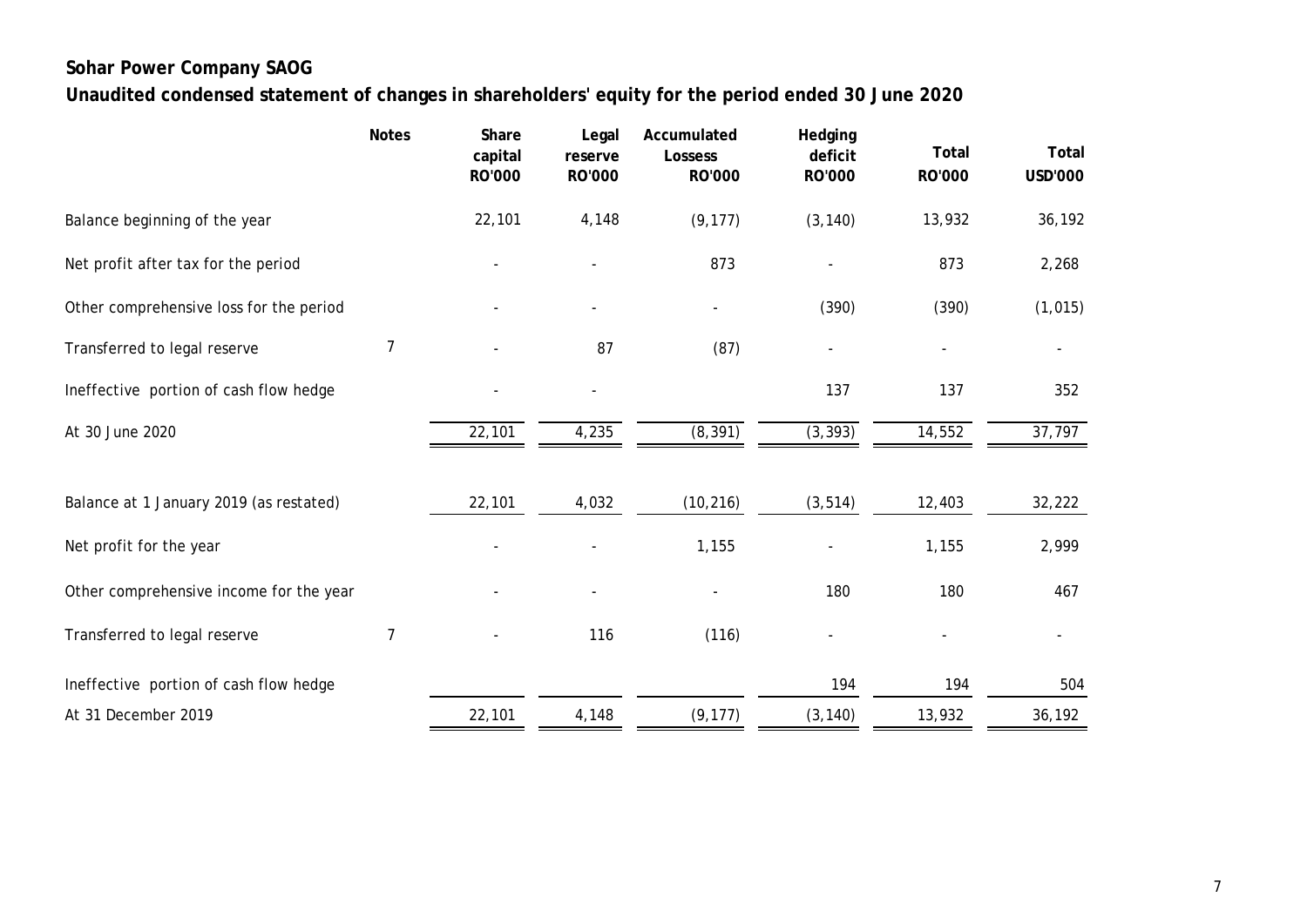**Sohar Power Company SAOG**

**Unaudited condensed statement of changes in shareholders' equity for the period ended 30 June 2020**

| | Notes | Share capital RO'000 | Legal reserve RO'000 | Accumulated Lossess RO'000 | Hedging deficit RO'000 | Total RO'000 | Total USD'000 |
|---|---|---|---|---|---|---|---|
| Balance beginning of the year | | 22,101 | 4,148 | (9,177) | (3,140) | 13,932 | 36,192 |
| Net profit after tax for the period | | - | - | 873 | - | 873 | 2,268 |
| Other comprehensive loss for the period | | - | - | - | (390) | (390) | (1,015) |
| Transferred to legal reserve | 7 | - | 87 | (87) | - | - | - |
| Ineffective portion of cash flow hedge | | - | - | | 137 | 137 | 352 |
| At 30 June 2020 | | 22,101 | 4,235 | (8,391) | (3,393) | 14,552 | 37,797 |
| | | | | | | | |
| Balance at 1 January 2019 (as restated) | | 22,101 | 4,032 | (10,216) | (3,514) | 12,403 | 32,222 |
| Net profit for the year | | - | - | 1,155 | - | 1,155 | 2,999 |
| Other comprehensive income for the year | | - | - | - | 180 | 180 | 467 |
| Transferred to legal reserve | 7 | - | 116 | (116) | - | - | - |
| Ineffective portion of cash flow hedge | | | | | 194 | 194 | 504 |
| At 31 December 2019 | | 22,101 | 4,148 | (9,177) | (3,140) | 13,932 | 36,192 |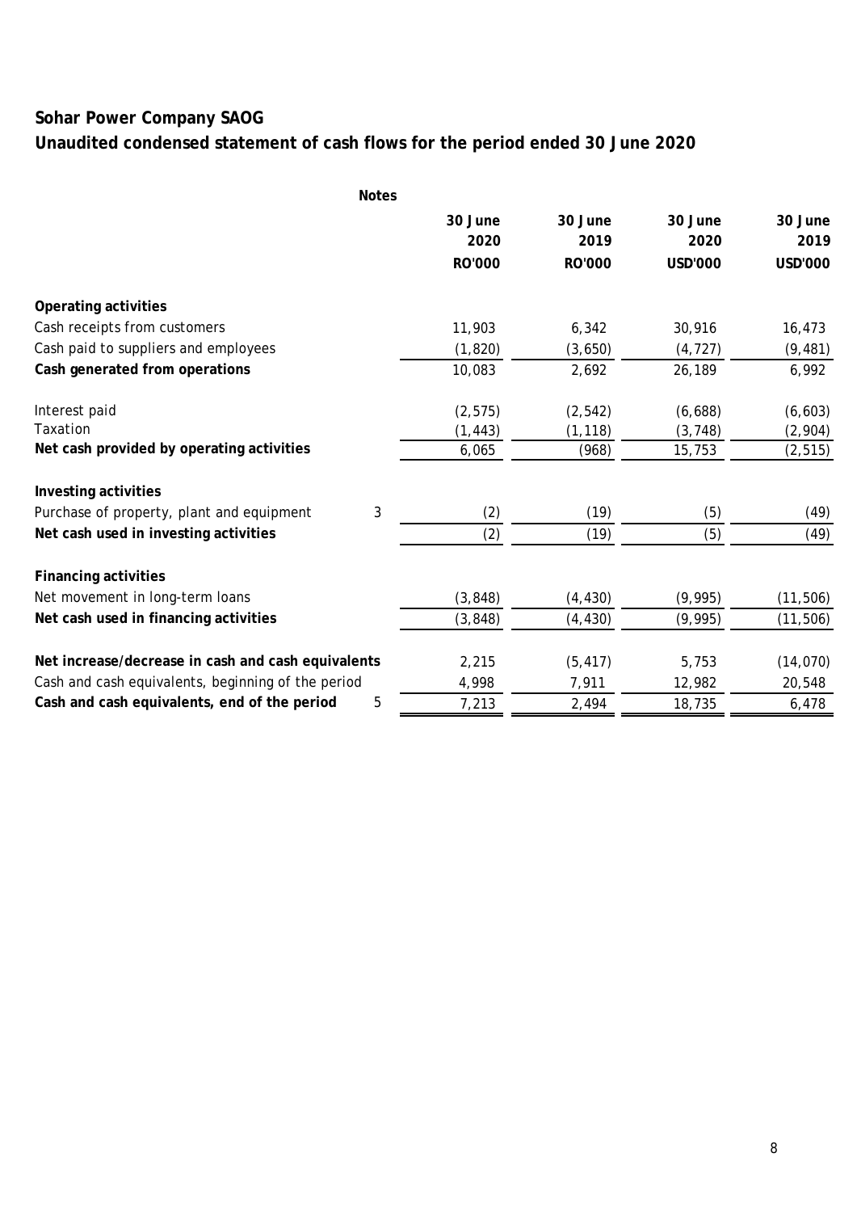# Sohar Power Company SAOG

## Unaudited condensed statement of cash flows for the period ended 30 June 2020

| | Notes | 30 June 2020 RO'000 | 30 June 2019 RO'000 | 30 June 2020 USD'000 | 30 June 2019 USD'000 |
|---|---|---|---|---|---|
| **Operating activities** | | | | | |
| Cash receipts from customers | | 11,903 | 6,342 | 30,916 | 16,473 |
| Cash paid to suppliers and employees | | (1,820) | (3,650) | (4,727) | (9,481) |
| **Cash generated from operations** | | 10,083 | 2,692 | 26,189 | 6,992 |
| Interest paid | | (2,575) | (2,542) | (6,688) | (6,603) |
| Taxation | | (1,443) | (1,118) | (3,748) | (2,904) |
| **Net cash provided by operating activities** | | 6,065 | (968) | 15,753 | (2,515) |
| **Investing activities** | | | | | |
| Purchase of property, plant and equipment | 3 | (2) | (19) | (5) | (49) |
| **Net cash used in investing activities** | | (2) | (19) | (5) | (49) |
| **Financing activities** | | | | | |
| Net movement in long-term loans | | (3,848) | (4,430) | (9,995) | (11,506) |
| **Net cash used in financing activities** | | (3,848) | (4,430) | (9,995) | (11,506) |
| **Net increase/decrease in cash and cash equivalents** | | 2,215 | (5,417) | 5,753 | (14,070) |
| Cash and cash equivalents, beginning of the period | | 4,998 | 7,911 | 12,982 | 20,548 |
| **Cash and cash equivalents, end of the period** | 5 | 7,213 | 2,494 | 18,735 | 6,478 |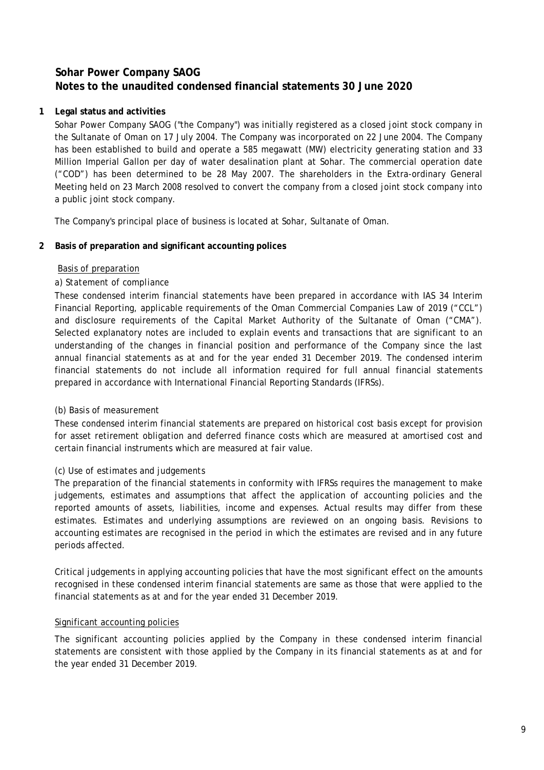# Sohar Power Company SAOG
## Notes to the unaudited condensed financial statements 30 June 2020

### 1 Legal status and activities

Sohar Power Company SAOG ("the Company") was initially registered as a closed joint stock company in the Sultanate of Oman on 17 July 2004. The Company was incorporated on 22 June 2004. The Company has been established to build and operate a 585 megawatt (MW) electricity generating station and 33 Million Imperial Gallon per day of water desalination plant at Sohar. The commercial operation date ("COD") has been determined to be 28 May 2007. The shareholders in the Extra-ordinary General Meeting held on 23 March 2008 resolved to convert the company from a closed joint stock company into a public joint stock company.

The Company's principal place of business is located at Sohar, Sultanate of Oman.

### 2 Basis of preparation and significant accounting polices

Basis of preparation

*a) Statement of compliance*

These condensed interim financial statements have been prepared in accordance with IAS 34 Interim Financial Reporting, applicable requirements of the Oman Commercial Companies Law of 2019 ("CCL") and disclosure requirements of the Capital Market Authority of the Sultanate of Oman ("CMA"). Selected explanatory notes are included to explain events and transactions that are significant to an understanding of the changes in financial position and performance of the Company since the last annual financial statements as at and for the year ended 31 December 2019. The condensed interim financial statements do not include all information required for full annual financial statements prepared in accordance with International Financial Reporting Standards (IFRSs).

*(b) Basis of measurement*

These condensed interim financial statements are prepared on historical cost basis except for provision for asset retirement obligation and deferred finance costs which are measured at amortised cost and certain financial instruments which are measured at fair value.

*(c) Use of estimates and judgements*

The preparation of the financial statements in conformity with IFRSs requires the management to make judgements, estimates and assumptions that affect the application of accounting policies and the reported amounts of assets, liabilities, income and expenses. Actual results may differ from these estimates. Estimates and underlying assumptions are reviewed on an ongoing basis. Revisions to accounting estimates are recognised in the period in which the estimates are revised and in any future periods affected.

Critical judgements in applying accounting policies that have the most significant effect on the amounts recognised in these condensed interim financial statements are same as those that were applied to the financial statements as at and for the year ended 31 December 2019.

Significant accounting policies

The significant accounting policies applied by the Company in these condensed interim financial statements are consistent with those applied by the Company in its financial statements as at and for the year ended 31 December 2019.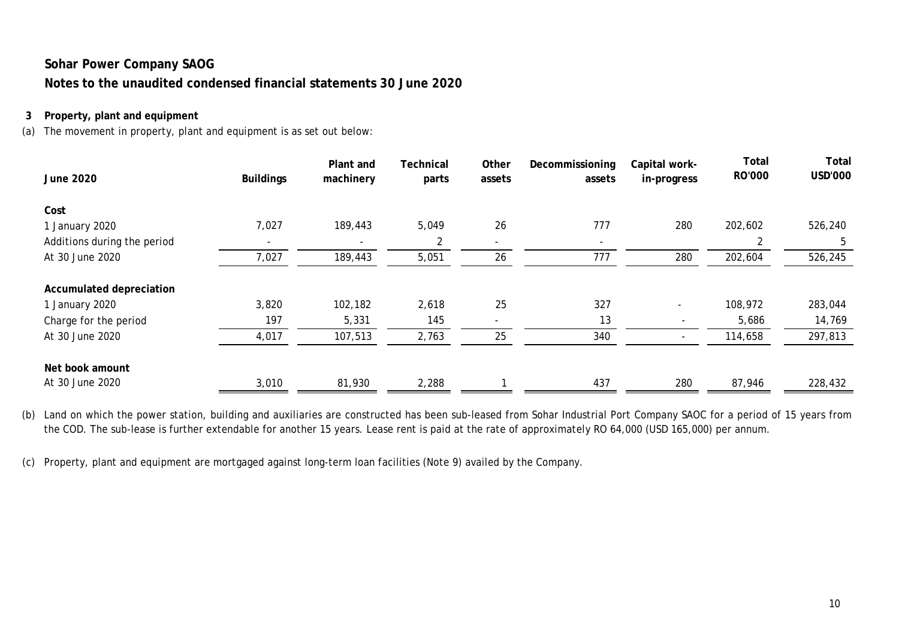# Sohar Power Company SAOG

## Notes to the unaudited condensed financial statements 30 June 2020

### 3 Property, plant and equipment

(a) The movement in property, plant and equipment is as set out below:

| June 2020 | Buildings | Plant and machinery | Technical parts | Other assets | Decommissioning assets | Capital work-in-progress | Total RO'000 | Total USD'000 |
|---|---|---|---|---|---|---|---|---|
| **Cost** | | | | | | | | |
| 1 January 2020 | 7,027 | 189,443 | 5,049 | 26 | 777 | 280 | 202,602 | 526,240 |
| Additions during the period | - | - | 2 | - | - | | 2 | 5 |
| At 30 June 2020 | 7,027 | 189,443 | 5,051 | 26 | 777 | 280 | 202,604 | 526,245 |
| **Accumulated depreciation** | | | | | | | | |
| 1 January 2020 | 3,820 | 102,182 | 2,618 | 25 | 327 | - | 108,972 | 283,044 |
| Charge for the period | 197 | 5,331 | 145 | - | 13 | - | 5,686 | 14,769 |
| At 30 June 2020 | 4,017 | 107,513 | 2,763 | 25 | 340 | - | 114,658 | 297,813 |
| **Net book amount** | | | | | | | | |
| At 30 June 2020 | 3,010 | 81,930 | 2,288 | 1 | 437 | 280 | 87,946 | 228,432 |

(b) Land on which the power station, building and auxiliaries are constructed has been sub-leased from Sohar Industrial Port Company SAOC for a period of 15 years from the COD. The sub-lease is further extendable for another 15 years. Lease rent is paid at the rate of approximately RO 64,000 (USD 165,000) per annum.

(c) Property, plant and equipment are mortgaged against long-term loan facilities (Note 9) availed by the Company.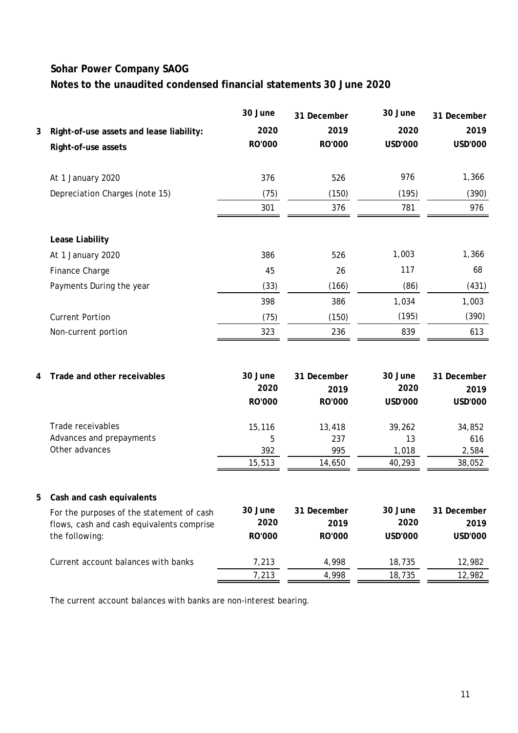# Sohar Power Company SAOG

## Notes to the unaudited condensed financial statements 30 June 2020

**3 Right-of-use assets and lease liability:**

| Right-of-use assets | 30 June 2020 RO'000 | 31 December 2019 RO'000 | 30 June 2020 USD'000 | 31 December 2019 USD'000 |
|---|---|---|---|---|
| At 1 January 2020 | 376 | 526 | 976 | 1,366 |
| Depreciation Charges (note 15) | (75) | (150) | (195) | (390) |
| | 301 | 376 | 781 | 976 |
| **Lease Liability** | | | | |
| At 1 January 2020 | 386 | 526 | 1,003 | 1,366 |
| Finance Charge | 45 | 26 | 117 | 68 |
| Payments During the year | (33) | (166) | (86) | (431) |
| | 398 | 386 | 1,034 | 1,003 |
| Current Portion | (75) | (150) | (195) | (390) |
| Non-current portion | 323 | 236 | 839 | 613 |

**4 Trade and other receivables**

| | 30 June 2020 RO'000 | 31 December 2019 RO'000 | 30 June 2020 USD'000 | 31 December 2019 USD'000 |
|---|---|---|---|---|
| Trade receivables | 15,116 | 13,418 | 39,262 | 34,852 |
| Advances and prepayments | 5 | 237 | 13 | 616 |
| Other advances | 392 | 995 | 1,018 | 2,584 |
| | 15,513 | 14,650 | 40,293 | 38,052 |

**5 Cash and cash equivalents**

| For the purposes of the statement of cash flows, cash and cash equivalents comprise the following: | 30 June 2020 RO'000 | 31 December 2019 RO'000 | 30 June 2020 USD'000 | 31 December 2019 USD'000 |
|---|---|---|---|---|
| Current account balances with banks | 7,213 | 4,998 | 18,735 | 12,982 |
| | 7,213 | 4,998 | 18,735 | 12,982 |

The current account balances with banks are non-interest bearing.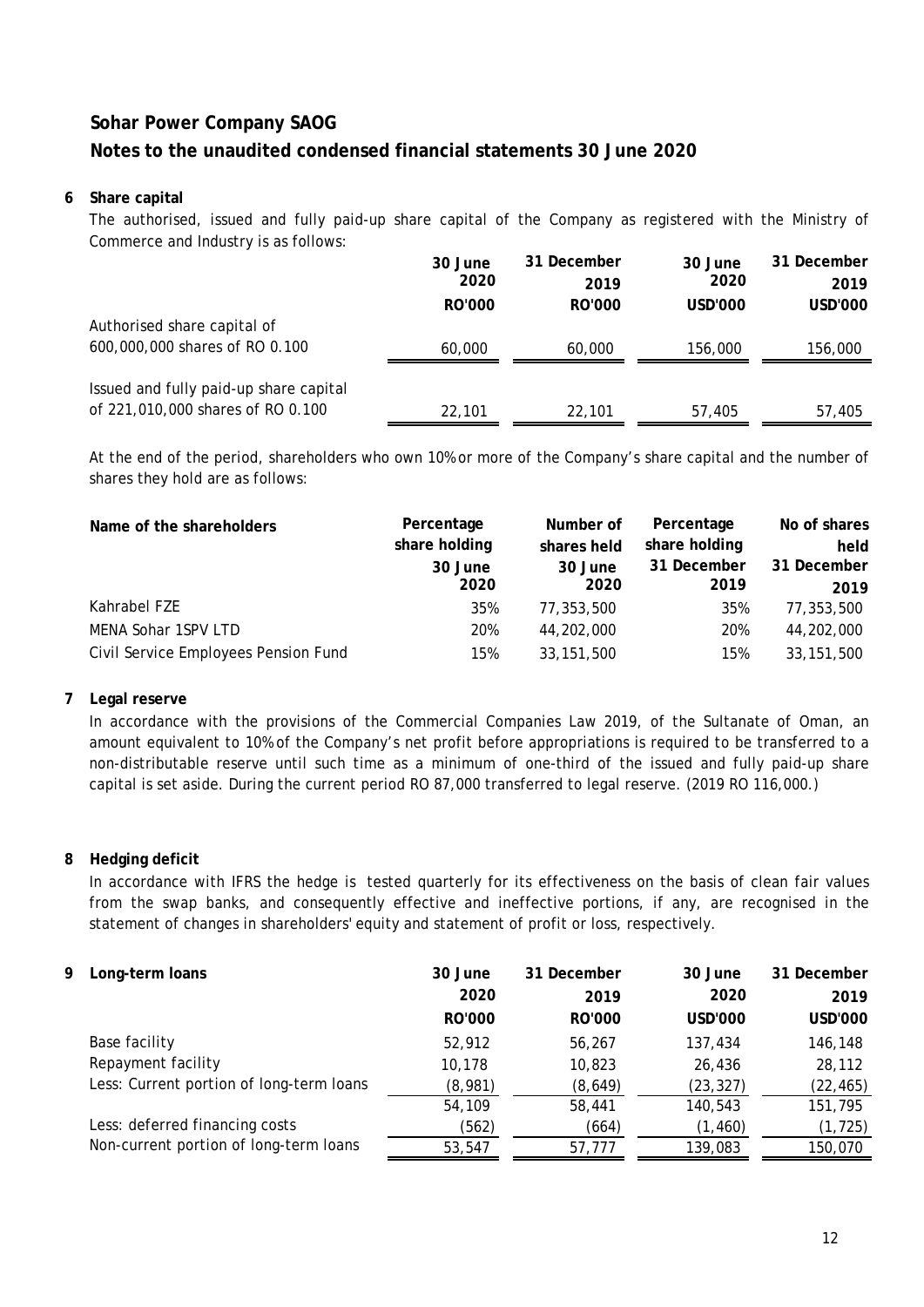# Sohar Power Company SAOG

## Notes to the unaudited condensed financial statements 30 June 2020

### 6 Share capital

The authorised, issued and fully paid-up share capital of the Company as registered with the Ministry of Commerce and Industry is as follows:

| | 30 June 2020 | 31 December 2019 | 30 June 2020 | 31 December 2019 |
|---|---|---|---|---|
| | RO'000 | RO'000 | USD'000 | USD'000 |
| Authorised share capital of 600,000,000 shares of RO 0.100 | 60,000 | 60,000 | 156,000 | 156,000 |
| Issued and fully paid-up share capital of 221,010,000 shares of RO 0.100 | 22,101 | 22,101 | 57,405 | 57,405 |

At the end of the period, shareholders who own 10% or more of the Company's share capital and the number of shares they hold are as follows:

| Name of the shareholders | Percentage share holding 30 June 2020 | Number of shares held 30 June 2020 | Percentage share holding 31 December 2019 | No of shares held 31 December 2019 |
|---|---|---|---|---|
| Kahrabel FZE | 35% | 77,353,500 | 35% | 77,353,500 |
| MENA Sohar 1SPV LTD | 20% | 44,202,000 | 20% | 44,202,000 |
| Civil Service Employees Pension Fund | 15% | 33,151,500 | 15% | 33,151,500 |

### 7 Legal reserve

In accordance with the provisions of the Commercial Companies Law 2019, of the Sultanate of Oman, an amount equivalent to 10% of the Company's net profit before appropriations is required to be transferred to a non-distributable reserve until such time as a minimum of one-third of the issued and fully paid-up share capital is set aside. During the current period RO 87,000 transferred to legal reserve. (2019 RO 116,000.)

### 8 Hedging deficit

In accordance with IFRS the hedge is tested quarterly for its effectiveness on the basis of clean fair values from the swap banks, and consequently effective and ineffective portions, if any, are recognised in the statement of changes in shareholders' equity and statement of profit or loss, respectively.

### 9 Long-term loans

| | 30 June 2020 | 31 December 2019 | 30 June 2020 | 31 December 2019 |
|---|---|---|---|---|
| | RO'000 | RO'000 | USD'000 | USD'000 |
| Base facility | 52,912 | 56,267 | 137,434 | 146,148 |
| Repayment facility | 10,178 | 10,823 | 26,436 | 28,112 |
| Less: Current portion of long-term loans | (8,981) | (8,649) | (23,327) | (22,465) |
| | 54,109 | 58,441 | 140,543 | 151,795 |
| Less: deferred financing costs | (562) | (664) | (1,460) | (1,725) |
| Non-current portion of long-term loans | 53,547 | 57,777 | 139,083 | 150,070 |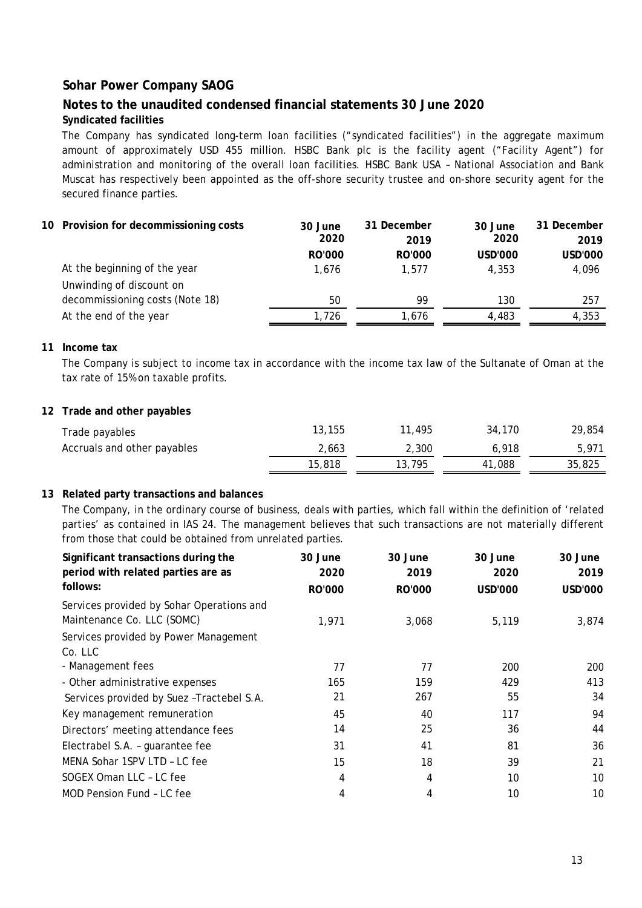# Sohar Power Company SAOG

## Notes to the unaudited condensed financial statements 30 June 2020

**Syndicated facilities**

The Company has syndicated long-term loan facilities ("syndicated facilities") in the aggregate maximum amount of approximately USD 455 million. HSBC Bank plc is the facility agent ("Facility Agent") for administration and monitoring of the overall loan facilities. HSBC Bank USA – National Association and Bank Muscat has respectively been appointed as the off-shore security trustee and on-shore security agent for the secured finance parties.

| 10 Provision for decommissioning costs | 30 June 2020 | 31 December 2019 | 30 June 2020 | 31 December 2019 |
|---|---|---|---|---|
| | RO'000 | RO'000 | USD'000 | USD'000 |
| At the beginning of the year | 1,676 | 1,577 | 4,353 | 4,096 |
| Unwinding of discount on decommissioning costs (Note 18) | 50 | 99 | 130 | 257 |
| At the end of the year | 1,726 | 1,676 | 4,483 | 4,353 |

**11 Income tax**

The Company is subject to income tax in accordance with the income tax law of the Sultanate of Oman at the tax rate of 15% on taxable profits.

**12 Trade and other payables**

| | | | | |
|---|---|---|---|---|
| Trade payables | 13,155 | 11,495 | 34,170 | 29,854 |
| Accruals and other payables | 2,663 | 2,300 | 6,918 | 5,971 |
| | 15,818 | 13,795 | 41,088 | 35,825 |

**13 Related party transactions and balances**

The Company, in the ordinary course of business, deals with parties, which fall within the definition of 'related parties' as contained in IAS 24. The management believes that such transactions are not materially different from those that could be obtained from unrelated parties.

| Significant transactions during the period with related parties are as follows: | 30 June 2020 | 30 June 2019 | 30 June 2020 | 30 June 2019 |
|---|---|---|---|---|
| | RO'000 | RO'000 | USD'000 | USD'000 |
| Services provided by Sohar Operations and Maintenance Co. LLC (SOMC) | 1,971 | 3,068 | 5,119 | 3,874 |
| Services provided by Power Management Co. LLC | | | | |
| - Management fees | 77 | 77 | 200 | 200 |
| - Other administrative expenses | 165 | 159 | 429 | 413 |
| Services provided by Suez –Tractebel S.A. | 21 | 267 | 55 | 34 |
| Key management remuneration | 45 | 40 | 117 | 94 |
| Directors' meeting attendance fees | 14 | 25 | 36 | 44 |
| Electrabel S.A. – guarantee fee | 31 | 41 | 81 | 36 |
| MENA Sohar 1SPV LTD – LC fee | 15 | 18 | 39 | 21 |
| SOGEX Oman LLC – LC fee | 4 | 4 | 10 | 10 |
| MOD Pension Fund – LC fee | 4 | 4 | 10 | 10 |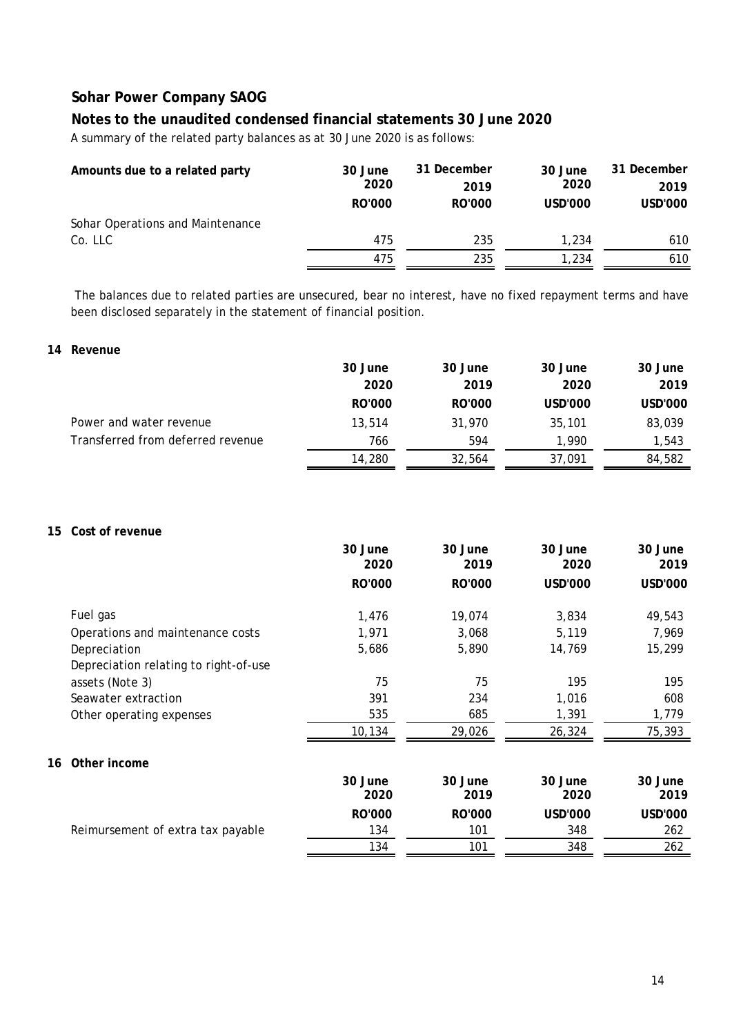# Sohar Power Company SAOG

## Notes to the unaudited condensed financial statements 30 June 2020

A summary of the related party balances as at 30 June 2020 is as follows:

| Amounts due to a related party | 30 June 2020 RO'000 | 31 December 2019 RO'000 | 30 June 2020 USD'000 | 31 December 2019 USD'000 |
|---|---|---|---|---|
| Sohar Operations and Maintenance Co. LLC | 475 | 235 | 1,234 | 610 |
| | 475 | 235 | 1,234 | 610 |

The balances due to related parties are unsecured, bear no interest, have no fixed repayment terms and have been disclosed separately in the statement of financial position.

### 14 Revenue

| | 30 June 2020 RO'000 | 30 June 2019 RO'000 | 30 June 2020 USD'000 | 30 June 2019 USD'000 |
|---|---|---|---|---|
| Power and water revenue | 13,514 | 31,970 | 35,101 | 83,039 |
| Transferred from deferred revenue | 766 | 594 | 1,990 | 1,543 |
| | 14,280 | 32,564 | 37,091 | 84,582 |

### 15 Cost of revenue

| | 30 June 2020 RO'000 | 30 June 2019 RO'000 | 30 June 2020 USD'000 | 30 June 2019 USD'000 |
|---|---|---|---|---|
| Fuel gas | 1,476 | 19,074 | 3,834 | 49,543 |
| Operations and maintenance costs | 1,971 | 3,068 | 5,119 | 7,969 |
| Depreciation | 5,686 | 5,890 | 14,769 | 15,299 |
| Depreciation relating to right-of-use assets (Note 3) | 75 | 75 | 195 | 195 |
| Seawater extraction | 391 | 234 | 1,016 | 608 |
| Other operating expenses | 535 | 685 | 1,391 | 1,779 |
| | 10,134 | 29,026 | 26,324 | 75,393 |

### 16 Other income

| | 30 June 2020 RO'000 | 30 June 2019 RO'000 | 30 June 2020 USD'000 | 30 June 2019 USD'000 |
|---|---|---|---|---|
| Reimursement of extra tax payable | 134 | 101 | 348 | 262 |
| | 134 | 101 | 348 | 262 |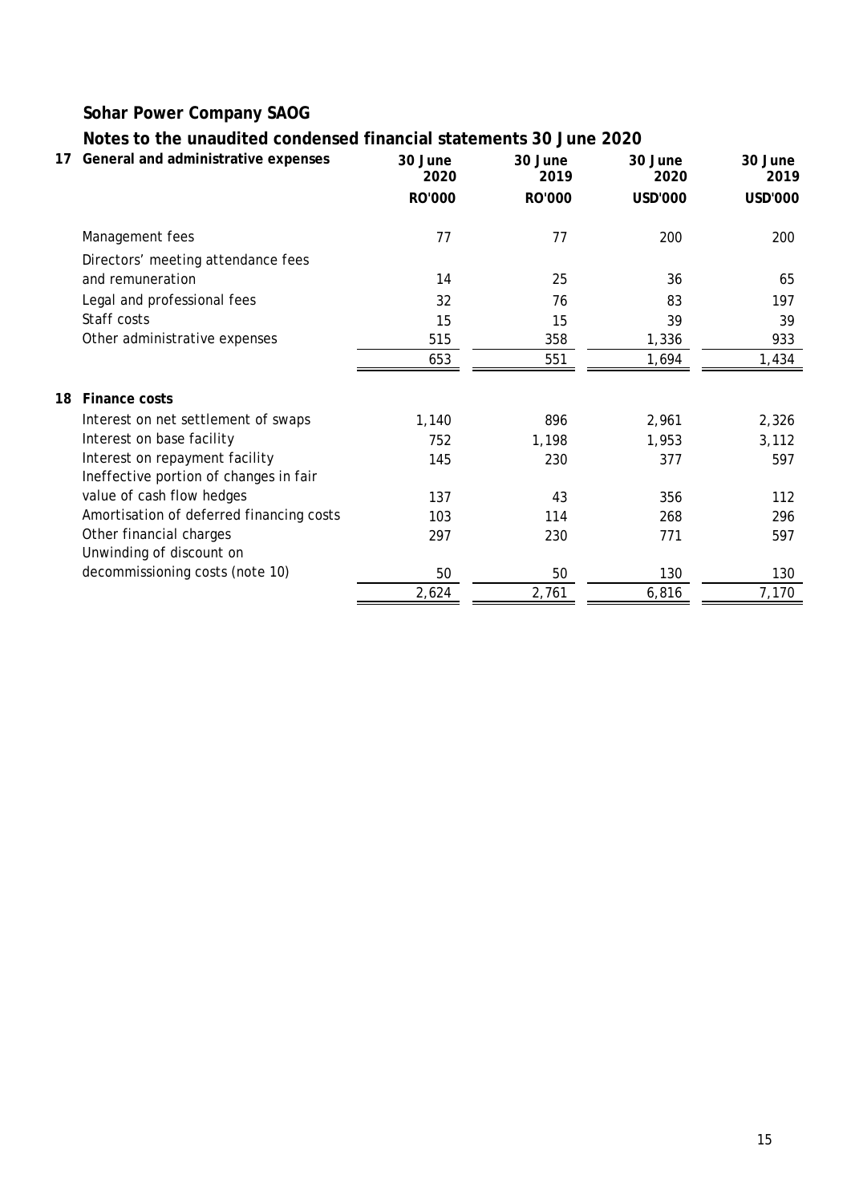# Sohar Power Company SAOG

## Notes to the unaudited condensed financial statements 30 June 2020

| 17 General and administrative expenses | 30 June 2020 | 30 June 2019 | 30 June 2020 | 30 June 2019 |
|---|---|---|---|---|
| | RO'000 | RO'000 | USD'000 | USD'000 |
| Management fees | 77 | 77 | 200 | 200 |
| Directors' meeting attendance fees and remuneration | 14 | 25 | 36 | 65 |
| Legal and professional fees | 32 | 76 | 83 | 197 |
| Staff costs | 15 | 15 | 39 | 39 |
| Other administrative expenses | 515 | 358 | 1,336 | 933 |
| | 653 | 551 | 1,694 | 1,434 |

| 18 Finance costs | 30 June 2020 | 30 June 2019 | 30 June 2020 | 30 June 2019 |
|---|---|---|---|---|
| | RO'000 | RO'000 | USD'000 | USD'000 |
| Interest on net settlement of swaps | 1,140 | 896 | 2,961 | 2,326 |
| Interest on base facility | 752 | 1,198 | 1,953 | 3,112 |
| Interest on repayment facility | 145 | 230 | 377 | 597 |
| Ineffective portion of changes in fair value of cash flow hedges | 137 | 43 | 356 | 112 |
| Amortisation of deferred financing costs | 103 | 114 | 268 | 296 |
| Other financial charges | 297 | 230 | 771 | 597 |
| Unwinding of discount on decommissioning costs (note 10) | 50 | 50 | 130 | 130 |
| | 2,624 | 2,761 | 6,816 | 7,170 |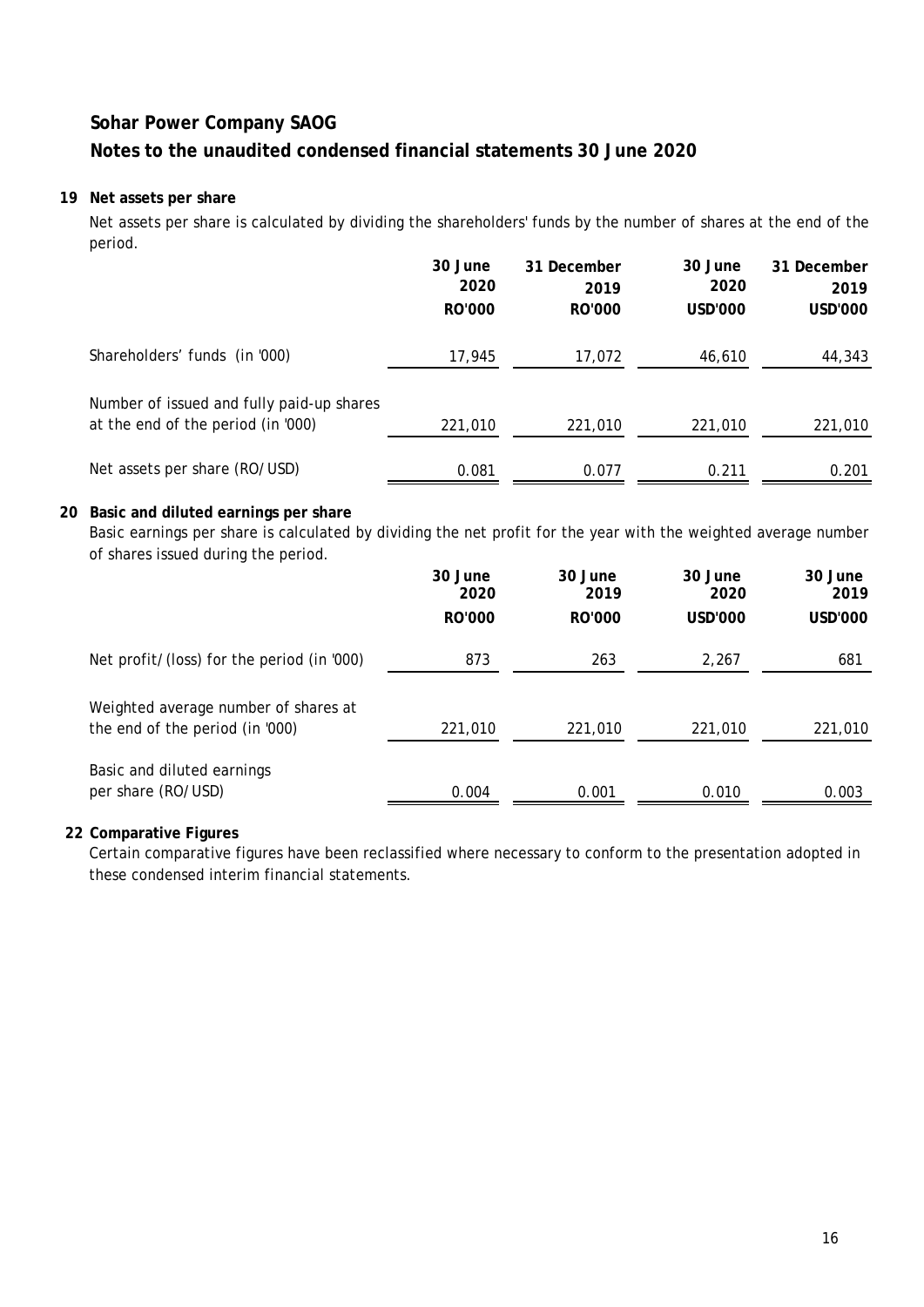# Sohar Power Company SAOG

## Notes to the unaudited condensed financial statements 30 June 2020

### 19 Net assets per share

Net assets per share is calculated by dividing the shareholders' funds by the number of shares at the end of the period.

| | 30 June 2020 RO'000 | 31 December 2019 RO'000 | 30 June 2020 USD'000 | 31 December 2019 USD'000 |
|---|---|---|---|---|
| Shareholders' funds (in '000) | 17,945 | 17,072 | 46,610 | 44,343 |
| Number of issued and fully paid-up shares at the end of the period (in '000) | 221,010 | 221,010 | 221,010 | 221,010 |
| Net assets per share (RO/USD) | 0.081 | 0.077 | 0.211 | 0.201 |

### 20 Basic and diluted earnings per share

Basic earnings per share is calculated by dividing the net profit for the year with the weighted average number of shares issued during the period.

| | 30 June 2020 RO'000 | 30 June 2019 RO'000 | 30 June 2020 USD'000 | 30 June 2019 USD'000 |
|---|---|---|---|---|
| Net profit/(loss) for the period (in '000) | 873 | 263 | 2,267 | 681 |
| Weighted average number of shares at the end of the period (in '000) | 221,010 | 221,010 | 221,010 | 221,010 |
| Basic and diluted earnings per share (RO/USD) | 0.004 | 0.001 | 0.010 | 0.003 |

### 22 Comparative Figures

Certain comparative figures have been reclassified where necessary to conform to the presentation adopted in these condensed interim financial statements.